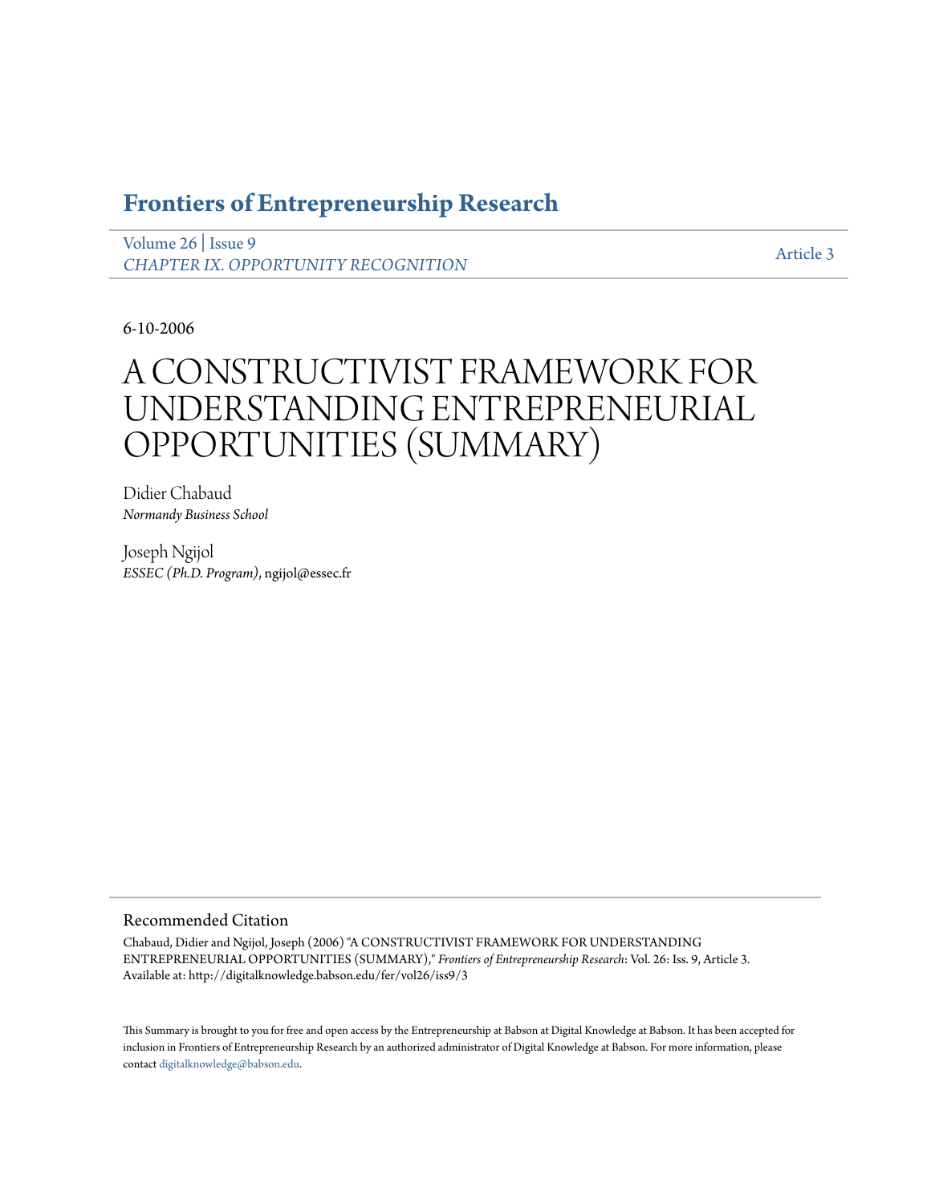# Frontiers of Entrepreneurship Research

Volume 26 | Issue 9
*CHAPTER IX. OPPORTUNITY RECOGNITION*

Article 3

6-10-2006

# A CONSTRUCTIVIST FRAMEWORK FOR UNDERSTANDING ENTREPRENEURIAL OPPORTUNITIES (SUMMARY)

Didier Chabaud
*Normandy Business School*

Joseph Ngijol
*ESSEC (Ph.D. Program)*, ngijol@essec.fr

## Recommended Citation

Chabaud, Didier and Ngijol, Joseph (2006) "A CONSTRUCTIVIST FRAMEWORK FOR UNDERSTANDING ENTREPRENEURIAL OPPORTUNITIES (SUMMARY)," *Frontiers of Entrepreneurship Research*: Vol. 26: Iss. 9, Article 3.
Available at: http://digitalknowledge.babson.edu/fer/vol26/iss9/3

This Summary is brought to you for free and open access by the Entrepreneurship at Babson at Digital Knowledge at Babson. It has been accepted for inclusion in Frontiers of Entrepreneurship Research by an authorized administrator of Digital Knowledge at Babson. For more information, please contact digitalknowledge@babson.edu.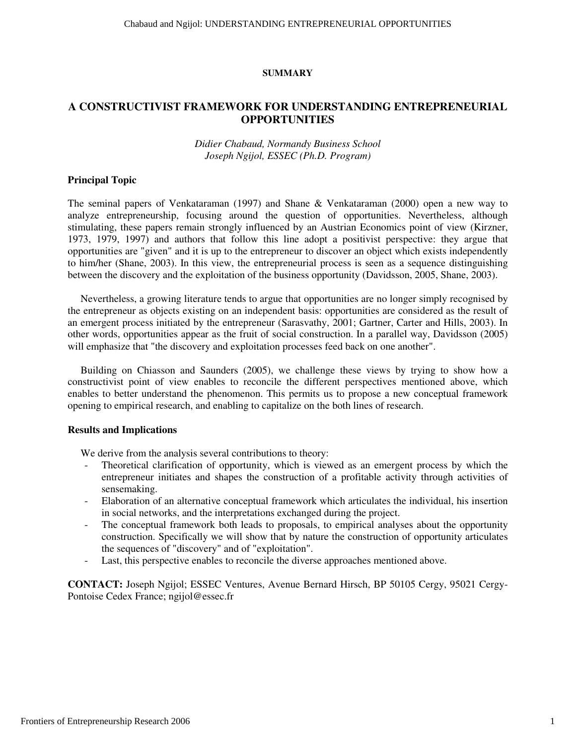**SUMMARY**

# A CONSTRUCTIVIST FRAMEWORK FOR UNDERSTANDING ENTREPRENEURIAL OPPORTUNITIES

*Didier Chabaud, Normandy Business School*
*Joseph Ngijol, ESSEC (Ph.D. Program)*

## Principal Topic

The seminal papers of Venkataraman (1997) and Shane & Venkataraman (2000) open a new way to analyze entrepreneurship, focusing around the question of opportunities. Nevertheless, although stimulating, these papers remain strongly influenced by an Austrian Economics point of view (Kirzner, 1973, 1979, 1997) and authors that follow this line adopt a positivist perspective: they argue that opportunities are "given" and it is up to the entrepreneur to discover an object which exists independently to him/her (Shane, 2003). In this view, the entrepreneurial process is seen as a sequence distinguishing between the discovery and the exploitation of the business opportunity (Davidsson, 2005, Shane, 2003).

Nevertheless, a growing literature tends to argue that opportunities are no longer simply recognised by the entrepreneur as objects existing on an independent basis: opportunities are considered as the result of an emergent process initiated by the entrepreneur (Sarasvathy, 2001; Gartner, Carter and Hills, 2003). In other words, opportunities appear as the fruit of social construction. In a parallel way, Davidsson (2005) will emphasize that "the discovery and exploitation processes feed back on one another".

Building on Chiasson and Saunders (2005), we challenge these views by trying to show how a constructivist point of view enables to reconcile the different perspectives mentioned above, which enables to better understand the phenomenon. This permits us to propose a new conceptual framework opening to empirical research, and enabling to capitalize on the both lines of research.

## Results and Implications

We derive from the analysis several contributions to theory:

- Theoretical clarification of opportunity, which is viewed as an emergent process by which the entrepreneur initiates and shapes the construction of a profitable activity through activities of sensemaking.
- Elaboration of an alternative conceptual framework which articulates the individual, his insertion in social networks, and the interpretations exchanged during the project.
- The conceptual framework both leads to proposals, to empirical analyses about the opportunity construction. Specifically we will show that by nature the construction of opportunity articulates the sequences of "discovery" and of "exploitation".
- Last, this perspective enables to reconcile the diverse approaches mentioned above.

**CONTACT:** Joseph Ngijol; ESSEC Ventures, Avenue Bernard Hirsch, BP 50105 Cergy, 95021 Cergy-Pontoise Cedex France; ngijol@essec.fr